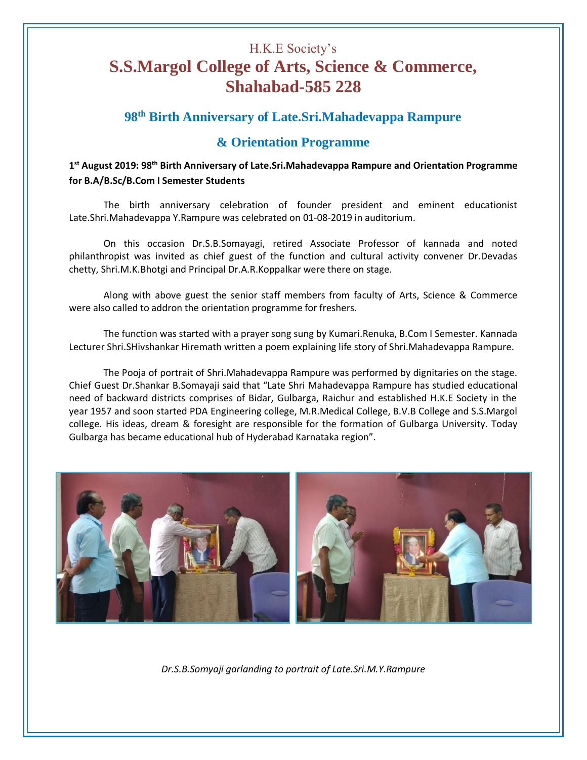H.K.E Society's

# S.S.Margol College of Arts, Science & Commerce, Shahabad-585 228

## 98th Birth Anniversary of Late.Sri.Mahadevappa Rampure

## & Orientation Programme

**1st August 2019: 98th Birth Anniversary of Late.Sri.Mahadevappa Rampure and Orientation Programme for B.A/B.Sc/B.Com I Semester Students**

The birth anniversary celebration of founder president and eminent educationist Late.Shri.Mahadevappa Y.Rampure was celebrated on 01-08-2019 in auditorium.

On this occasion Dr.S.B.Somayagi, retired Associate Professor of kannada and noted philanthropist was invited as chief guest of the function and cultural activity convener Dr.Devadas chetty, Shri.M.K.Bhotgi and Principal Dr.A.R.Koppalkar were there on stage.

Along with above guest the senior staff members from faculty of Arts, Science & Commerce were also called to addron the orientation programme for freshers.

The function was started with a prayer song sung by Kumari.Renuka, B.Com I Semester. Kannada Lecturer Shri.SHivshankar Hiremath written a poem explaining life story of Shri.Mahadevappa Rampure.

The Pooja of portrait of Shri.Mahadevappa Rampure was performed by dignitaries on the stage. Chief Guest Dr.Shankar B.Somayaji said that "Late Shri Mahadevappa Rampure has studied educational need of backward districts comprises of Bidar, Gulbarga, Raichur and established H.K.E Society in the year 1957 and soon started PDA Engineering college, M.R.Medical College, B.V.B College and S.S.Margol college. His ideas, dream & foresight are responsible for the formation of Gulbarga University. Today Gulbarga has became educational hub of Hyderabad Karnataka region".

*Dr.S.B.Somyaji garlanding to portrait of Late.Sri.M.Y.Rampure*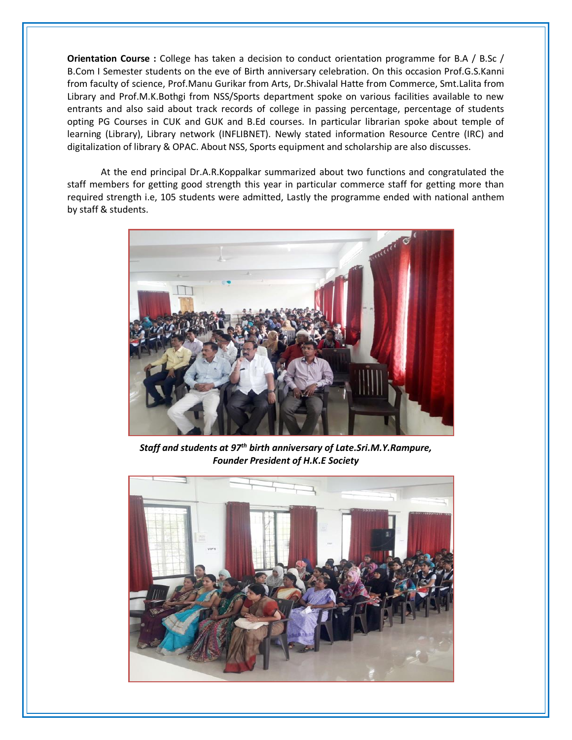**Orientation Course :** College has taken a decision to conduct orientation programme for B.A / B.Sc / B.Com I Semester students on the eve of Birth anniversary celebration. On this occasion Prof.G.S.Kanni from faculty of science, Prof.Manu Gurikar from Arts, Dr.Shivalal Hatte from Commerce, Smt.Lalita from Library and Prof.M.K.Bothgi from NSS/Sports department spoke on various facilities available to new entrants and also said about track records of college in passing percentage, percentage of students opting PG Courses in CUK and GUK and B.Ed courses. In particular librarian spoke about temple of learning (Library), Library network (INFLIBNET). Newly stated information Resource Centre (IRC) and digitalization of library & OPAC. About NSS, Sports equipment and scholarship are also discusses.

At the end principal Dr.A.R.Koppalkar summarized about two functions and congratulated the staff members for getting good strength this year in particular commerce staff for getting more than required strength i.e, 105 students were admitted, Lastly the programme ended with national anthem by staff & students.

***Staff and students at 97th birth anniversary of Late.Sri.M.Y.Rampure, Founder President of H.K.E Society***